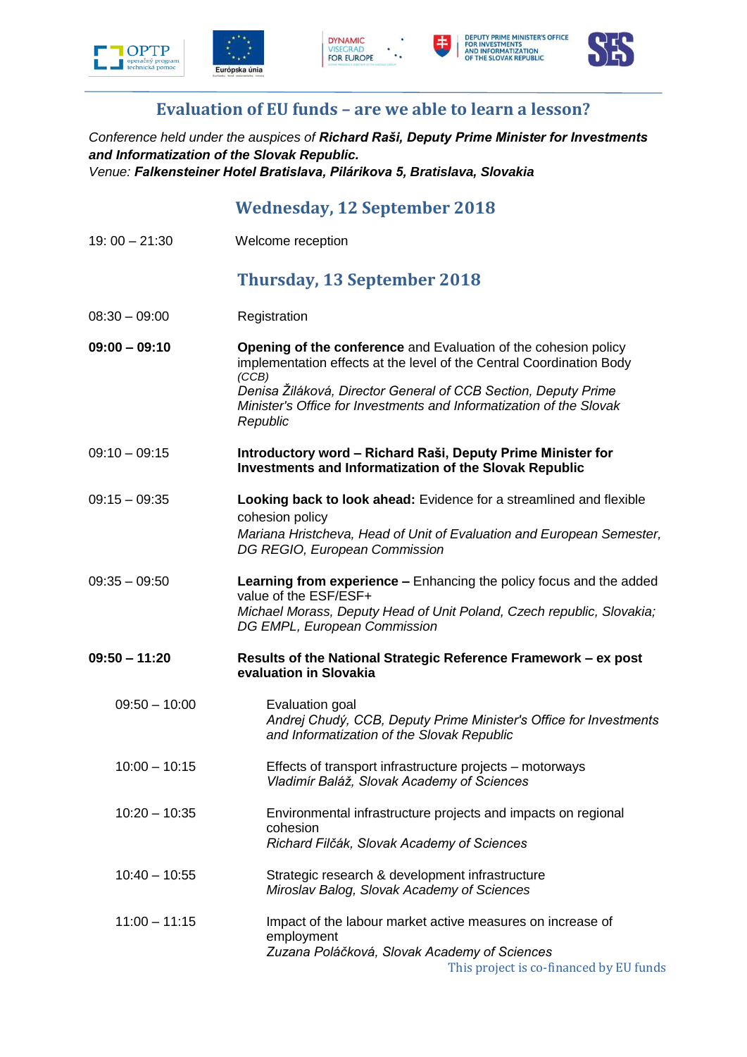# Evaluation of EU funds – are we able to learn a lesson?

*Conference held under the auspices of* ***Richard Raši, Deputy Prime Minister for Investments and Informatization of the Slovak Republic.***
*Venue:* ***Falkensteiner Hotel Bratislava, Pilárikova 5, Bratislava, Slovakia***

## Wednesday, 12 September 2018

| | |
|---|---|
| 19: 00 – 21:30 | Welcome reception |

## Thursday, 13 September 2018

| | |
|---|---|
| 08:30 – 09:00 | Registration |
| **09:00 – 09:10** | **Opening of the conference** and Evaluation of the cohesion policy implementation effects at the level of the Central Coordination Body *(CCB)*<br>*Denisa Žiláková, Director General of CCB Section, Deputy Prime Minister's Office for Investments and Informatization of the Slovak Republic* |
| 09:10 – 09:15 | **Introductory word – Richard Raši, Deputy Prime Minister for Investments and Informatization of the Slovak Republic** |
| 09:15 – 09:35 | **Looking back to look ahead:** Evidence for a streamlined and flexible cohesion policy<br>*Mariana Hristcheva, Head of Unit of Evaluation and European Semester, DG REGIO, European Commission* |
| 09:35 – 09:50 | **Learning from experience –** Enhancing the policy focus and the added value of the ESF/ESF+<br>*Michael Morass, Deputy Head of Unit Poland, Czech republic, Slovakia; DG EMPL, European Commission* |
| **09:50 – 11:20** | **Results of the National Strategic Reference Framework – ex post evaluation in Slovakia** |
| 09:50 – 10:00 | Evaluation goal<br>*Andrej Chudý, CCB, Deputy Prime Minister's Office for Investments and Informatization of the Slovak Republic* |
| 10:00 – 10:15 | Effects of transport infrastructure projects – motorways<br>*Vladimír Baláž, Slovak Academy of Sciences* |
| 10:20 – 10:35 | Environmental infrastructure projects and impacts on regional cohesion<br>*Richard Filčák, Slovak Academy of Sciences* |
| 10:40 – 10:55 | Strategic research & development infrastructure<br>*Miroslav Balog, Slovak Academy of Sciences* |
| 11:00 – 11:15 | Impact of the labour market active measures on increase of employment<br>*Zuzana Poláčková, Slovak Academy of Sciences* |

This project is co-financed by EU funds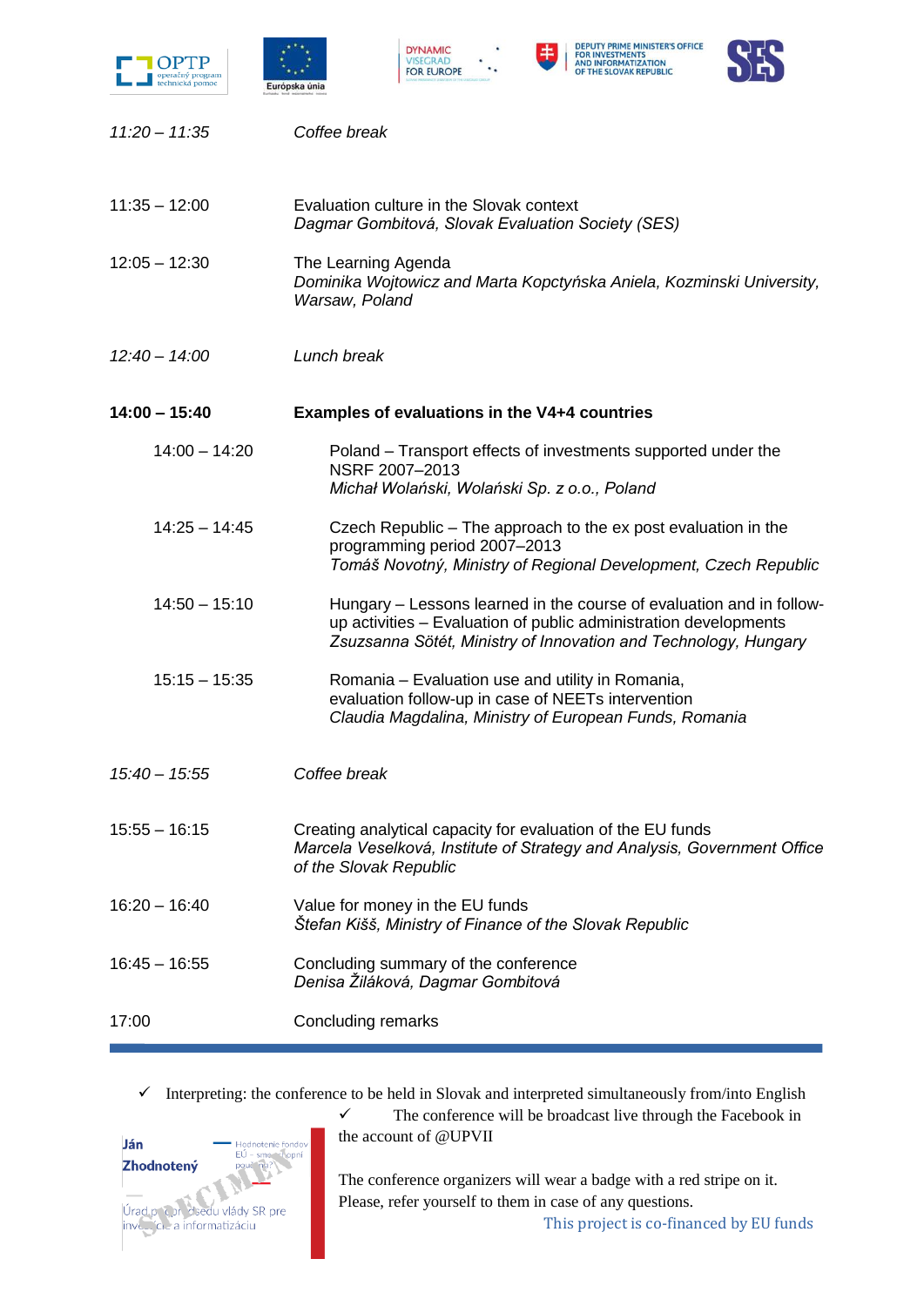| | |
|---|---|
| *11:20 – 11:35* | *Coffee break* |
| 11:35 – 12:00 | Evaluation culture in the Slovak context<br>*Dagmar Gombitová, Slovak Evaluation Society (SES)* |
| 12:05 – 12:30 | The Learning Agenda<br>*Dominika Wojtowicz and Marta Kopctyńska Aniela, Kozminski University, Warsaw, Poland* |
| *12:40 – 14:00* | *Lunch break* |
| **14:00 – 15:40** | **Examples of evaluations in the V4+4 countries** |
| 14:00 – 14:20 | Poland – Transport effects of investments supported under the NSRF 2007–2013<br>*Michał Wolański, Wolański Sp. z o.o., Poland* |
| 14:25 – 14:45 | Czech Republic – The approach to the ex post evaluation in the programming period 2007–2013<br>*Tomáš Novotný, Ministry of Regional Development, Czech Republic* |
| 14:50 – 15:10 | Hungary – Lessons learned in the course of evaluation and in follow-up activities – Evaluation of public administration developments<br>*Zsuzsanna Sötét, Ministry of Innovation and Technology, Hungary* |
| 15:15 – 15:35 | Romania – Evaluation use and utility in Romania, evaluation follow-up in case of NEETs intervention<br>*Claudia Magdalina, Ministry of European Funds, Romania* |
| *15:40 – 15:55* | *Coffee break* |
| 15:55 – 16:15 | Creating analytical capacity for evaluation of the EU funds<br>*Marcela Veselková, Institute of Strategy and Analysis, Government Office of the Slovak Republic* |
| 16:20 – 16:40 | Value for money in the EU funds<br>*Štefan Kišš, Ministry of Finance of the Slovak Republic* |
| 16:45 – 16:55 | Concluding summary of the conference<br>*Denisa Žiláková, Dagmar Gombitová* |
| 17:00 | Concluding remarks |

- ✓ Interpreting: the conference to be held in Slovak and interpreted simultaneously from/into English
- ✓ The conference will be broadcast live through the Facebook in the account of @UPVII

The conference organizers will wear a badge with a red stripe on it. Please, refer yourself to them in case of any questions.

This project is co-financed by EU funds